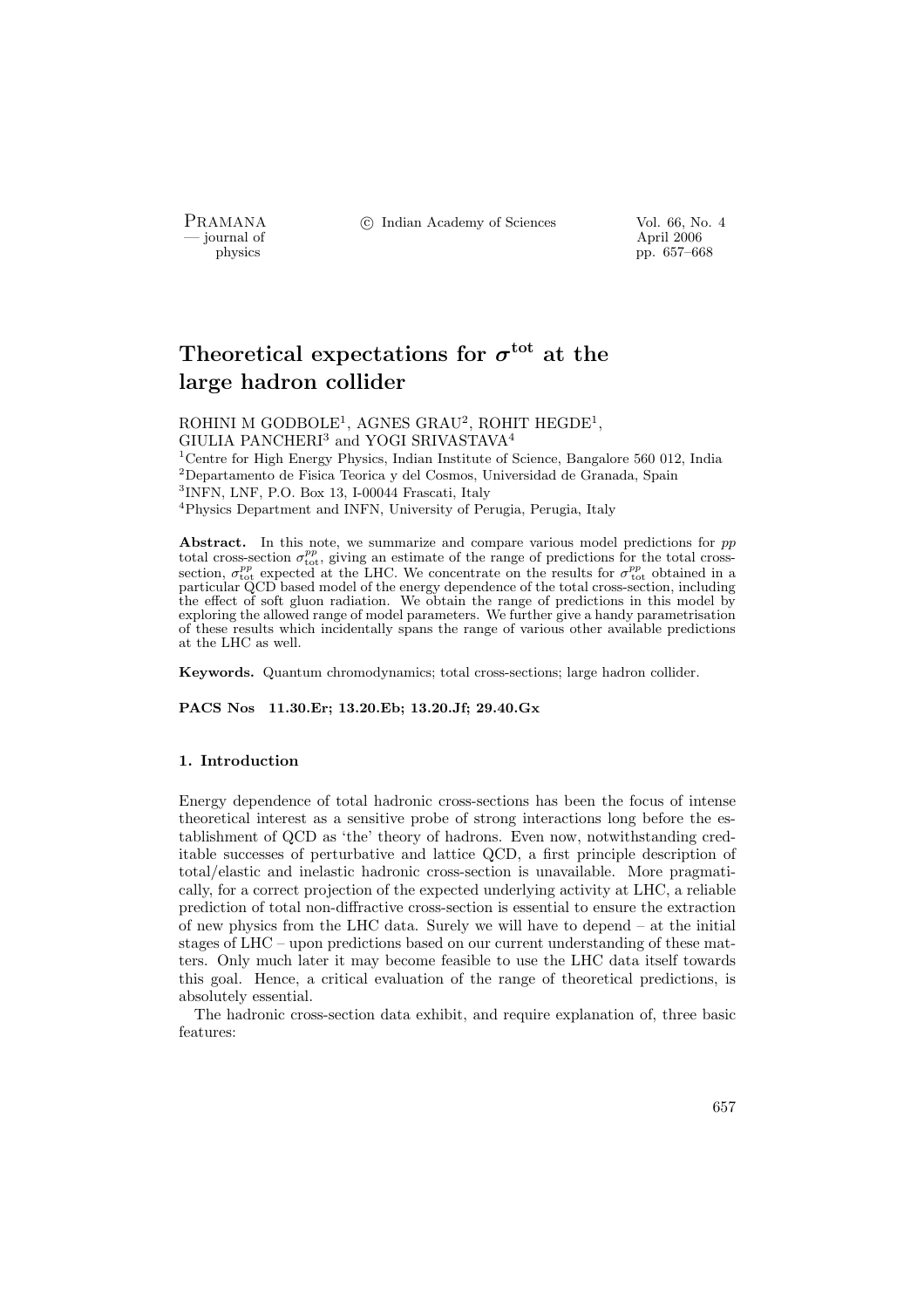# Theoretical expectations for $\sigma^{\text{tot}}$ at the large hadron collider

ROHINI M GODBOLE[1], AGNES GRAU[2], ROHIT HEGDE[1], GIULIA PANCHERI[3] and YOGI SRIVASTAVA[4]

[1]Centre for High Energy Physics, Indian Institute of Science, Bangalore 560 012, India
[2]Departamento de Fisica Teorica y del Cosmos, Universidad de Granada, Spain
[3]INFN, LNF, P.O. Box 13, I-00044 Frascati, Italy
[4]Physics Department and INFN, University of Perugia, Perugia, Italy

**Abstract.** In this note, we summarize and compare various model predictions for $pp$ total cross-section $\sigma_{\text{tot}}^{pp}$, giving an estimate of the range of predictions for the total cross-section, $\sigma_{\text{tot}}^{pp}$ expected at the LHC. We concentrate on the results for $\sigma_{\text{tot}}^{pp}$ obtained in a particular QCD based model of the energy dependence of the total cross-section, including the effect of soft gluon radiation. We obtain the range of predictions in this model by exploring the allowed range of model parameters. We further give a handy parametrisation of these results which incidentally spans the range of various other available predictions at the LHC as well.

**Keywords.** Quantum chromodynamics; total cross-sections; large hadron collider.

**PACS Nos 11.30.Er; 13.20.Eb; 13.20.Jf; 29.40.Gx**

## 1. Introduction

Energy dependence of total hadronic cross-sections has been the focus of intense theoretical interest as a sensitive probe of strong interactions long before the establishment of QCD as 'the' theory of hadrons. Even now, notwithstanding creditable successes of perturbative and lattice QCD, a first principle description of total/elastic and inelastic hadronic cross-section is unavailable. More pragmatically, for a correct projection of the expected underlying activity at LHC, a reliable prediction of total non-diffractive cross-section is essential to ensure the extraction of new physics from the LHC data. Surely we will have to depend – at the initial stages of LHC – upon predictions based on our current understanding of these matters. Only much later it may become feasible to use the LHC data itself towards this goal. Hence, a critical evaluation of the range of theoretical predictions, is absolutely essential.

The hadronic cross-section data exhibit, and require explanation of, three basic features: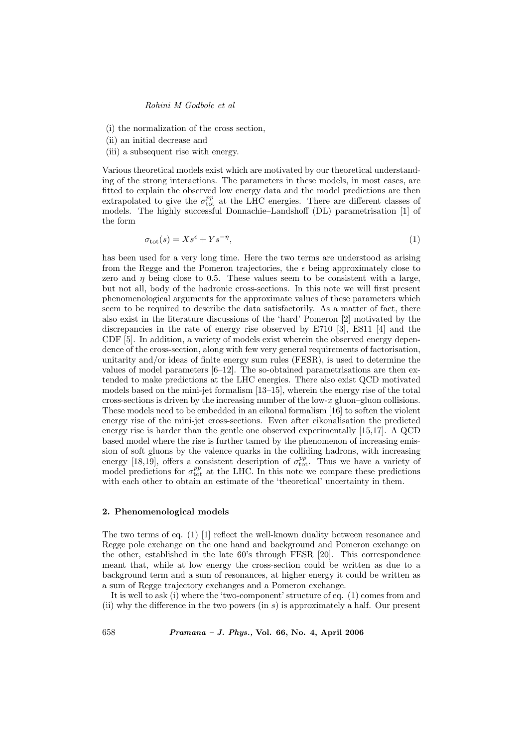(i) the normalization of the cross section,
(ii) an initial decrease and
(iii) a subsequent rise with energy.

Various theoretical models exist which are motivated by our theoretical understanding of the strong interactions. The parameters in these models, in most cases, are fitted to explain the observed low energy data and the model predictions are then extrapolated to give the $\sigma_{\rm tot}^{pp}$ at the LHC energies. There are different classes of models. The highly successful Donnachie–Landshoff (DL) parametrisation [1] of the form

$$\sigma_{\rm tot}(s) = X s^{\epsilon} + Y s^{-\eta}, \tag{1}$$

has been used for a very long time. Here the two terms are understood as arising from the Regge and the Pomeron trajectories, the $\epsilon$ being approximately close to zero and $\eta$ being close to 0.5. These values seem to be consistent with a large, but not all, body of the hadronic cross-sections. In this note we will first present phenomenological arguments for the approximate values of these parameters which seem to be required to describe the data satisfactorily. As a matter of fact, there also exist in the literature discussions of the 'hard' Pomeron [2] motivated by the discrepancies in the rate of energy rise observed by E710 [3], E811 [4] and the CDF [5]. In addition, a variety of models exist wherein the observed energy dependence of the cross-section, along with few very general requirements of factorisation, unitarity and/or ideas of finite energy sum rules (FESR), is used to determine the values of model parameters [6–12]. The so-obtained parametrisations are then extended to make predictions at the LHC energies. There also exist QCD motivated models based on the mini-jet formalism [13–15], wherein the energy rise of the total cross-sections is driven by the increasing number of the low-$x$ gluon–gluon collisions. These models need to be embedded in an eikonal formalism [16] to soften the violent energy rise of the mini-jet cross-sections. Even after eikonalisation the predicted energy rise is harder than the gentle one observed experimentally [15,17]. A QCD based model where the rise is further tamed by the phenomenon of increasing emission of soft gluons by the valence quarks in the colliding hadrons, with increasing energy [18,19], offers a consistent description of $\sigma_{\rm tot}^{pp}$. Thus we have a variety of model predictions for $\sigma_{\rm tot}^{pp}$ at the LHC. In this note we compare these predictions with each other to obtain an estimate of the 'theoretical' uncertainty in them.

## 2. Phenomenological models

The two terms of eq. (1) [1] reflect the well-known duality between resonance and Regge pole exchange on the one hand and background and Pomeron exchange on the other, established in the late 60's through FESR [20]. This correspondence meant that, while at low energy the cross-section could be written as due to a background term and a sum of resonances, at higher energy it could be written as a sum of Regge trajectory exchanges and a Pomeron exchange.

It is well to ask (i) where the 'two-component' structure of eq. (1) comes from and (ii) why the difference in the two powers (in $s$) is approximately a half. Our present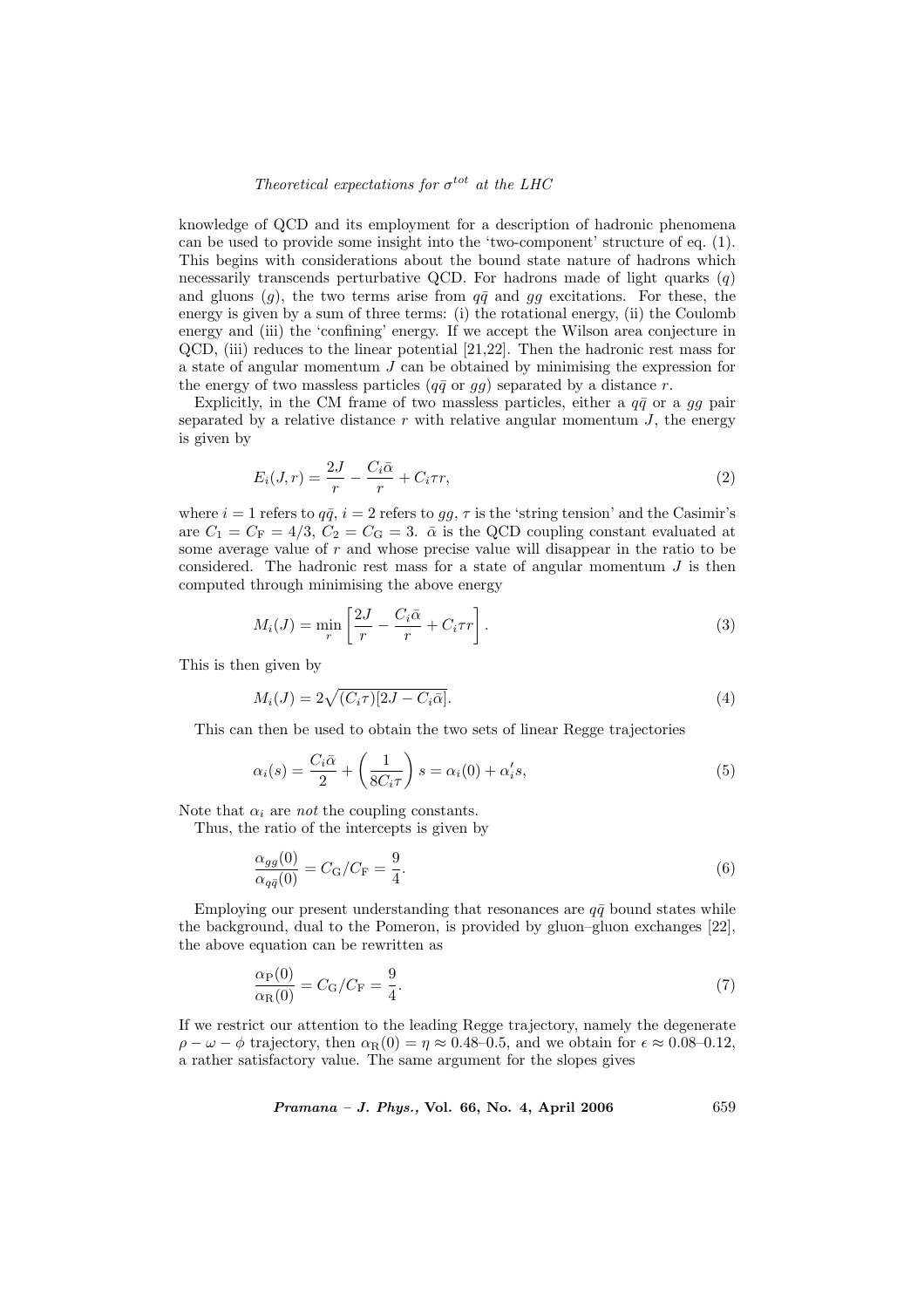knowledge of QCD and its employment for a description of hadronic phenomena can be used to provide some insight into the 'two-component' structure of eq. (1). This begins with considerations about the bound state nature of hadrons which necessarily transcends perturbative QCD. For hadrons made of light quarks ($q$) and gluons ($g$), the two terms arise from $q\bar{q}$ and $gg$ excitations. For these, the energy is given by a sum of three terms: (i) the rotational energy, (ii) the Coulomb energy and (iii) the 'confining' energy. If we accept the Wilson area conjecture in QCD, (iii) reduces to the linear potential [21,22]. Then the hadronic rest mass for a state of angular momentum $J$ can be obtained by minimising the expression for the energy of two massless particles ($q\bar{q}$ or $gg$) separated by a distance $r$.

Explicitly, in the CM frame of two massless particles, either a $q\bar{q}$ or a $gg$ pair separated by a relative distance $r$ with relative angular momentum $J$, the energy is given by

$$E_i(J,r) = \frac{2J}{r} - \frac{C_i\bar{\alpha}}{r} + C_i\tau r, \tag{2}$$

where $i=1$ refers to $q\bar{q}$, $i=2$ refers to $gg$, $\tau$ is the 'string tension' and the Casimir's are $C_1 = C_{\mathrm{F}} = 4/3$, $C_2 = C_{\mathrm{G}} = 3$. $\bar{\alpha}$ is the QCD coupling constant evaluated at some average value of $r$ and whose precise value will disappear in the ratio to be considered. The hadronic rest mass for a state of angular momentum $J$ is then computed through minimising the above energy

$$M_i(J) = \min_r \left[ \frac{2J}{r} - \frac{C_i\bar{\alpha}}{r} + C_i\tau r \right]. \tag{3}$$

This is then given by

$$M_i(J) = 2\sqrt{(C_i\tau)[2J - C_i\bar{\alpha}]}. \tag{4}$$

This can then be used to obtain the two sets of linear Regge trajectories

$$\alpha_i(s) = \frac{C_i\bar{\alpha}}{2} + \left(\frac{1}{8C_i\tau}\right)s = \alpha_i(0) + \alpha_i' s, \tag{5}$$

Note that $\alpha_i$ are *not* the coupling constants.

Thus, the ratio of the intercepts is given by

$$\frac{\alpha_{gg}(0)}{\alpha_{q\bar{q}}(0)} = C_{\mathrm{G}}/C_{\mathrm{F}} = \frac{9}{4}. \tag{6}$$

Employing our present understanding that resonances are $q\bar{q}$ bound states while the background, dual to the Pomeron, is provided by gluon–gluon exchanges [22], the above equation can be rewritten as

$$\frac{\alpha_{\mathrm{P}}(0)}{\alpha_{\mathrm{R}}(0)} = C_{\mathrm{G}}/C_{\mathrm{F}} = \frac{9}{4}. \tag{7}$$

If we restrict our attention to the leading Regge trajectory, namely the degenerate $\rho - \omega - \phi$ trajectory, then $\alpha_{\mathrm{R}}(0) = \eta \approx 0.48$–$0.5$, and we obtain for $\epsilon \approx 0.08$–$0.12$, a rather satisfactory value. The same argument for the slopes gives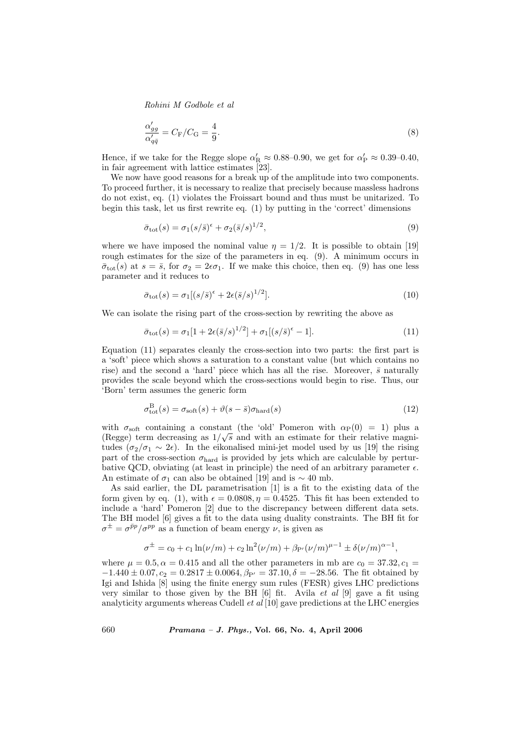$$\frac{\alpha'_{gg}}{\alpha'_{q\bar{q}}} = C_{\rm F}/C_{\rm G} = \frac{4}{9}. \tag{8}$$

Hence, if we take for the Regge slope $\alpha'_{\rm R} \approx 0.88$–$0.90$, we get for $\alpha'_{\rm P} \approx 0.39$–$0.40$, in fair agreement with lattice estimates [23].

We now have good reasons for a break up of the amplitude into two components. To proceed further, it is necessary to realize that precisely because massless hadrons do not exist, eq. (1) violates the Froissart bound and thus must be unitarized. To begin this task, let us first rewrite eq. (1) by putting in the 'correct' dimensions

$$\bar{\sigma}_{\rm tot}(s) = \sigma_1 (s/\bar{s})^{\epsilon} + \sigma_2 (\bar{s}/s)^{1/2}, \tag{9}$$

where we have imposed the nominal value $\eta = 1/2$. It is possible to obtain [19] rough estimates for the size of the parameters in eq. (9). A minimum occurs in $\bar{\sigma}_{\rm tot}(s)$ at $s = \bar{s}$, for $\sigma_2 = 2\epsilon\sigma_1$. If we make this choice, then eq. (9) has one less parameter and it reduces to

$$\bar{\sigma}_{\rm tot}(s) = \sigma_1 [(s/\bar{s})^{\epsilon} + 2\epsilon(\bar{s}/s)^{1/2}]. \tag{10}$$

We can isolate the rising part of the cross-section by rewriting the above as

$$\bar{\sigma}_{\rm tot}(s) = \sigma_1 [1 + 2\epsilon(\bar{s}/s)^{1/2}] + \sigma_1 [(s/\bar{s})^{\epsilon} - 1]. \tag{11}$$

Equation (11) separates cleanly the cross-section into two parts: the first part is a 'soft' piece which shows a saturation to a constant value (but which contains no rise) and the second a 'hard' piece which has all the rise. Moreover, $\bar{s}$ naturally provides the scale beyond which the cross-sections would begin to rise. Thus, our 'Born' term assumes the generic form

$$\sigma^{\rm B}_{\rm tot}(s) = \sigma_{\rm soft}(s) + \vartheta(s - \bar{s})\sigma_{\rm hard}(s) \tag{12}$$

with $\sigma_{\rm soft}$ containing a constant (the 'old' Pomeron with $\alpha_{\rm P}(0) = 1$) plus a (Regge) term decreasing as $1/\sqrt{s}$ and with an estimate for their relative magnitudes ($\sigma_2/\sigma_1 \sim 2\epsilon$). In the eikonalised mini-jet model used by us [19] the rising part of the cross-section $\sigma_{\rm hard}$ is provided by jets which are calculable by perturbative QCD, obviating (at least in principle) the need of an arbitrary parameter $\epsilon$. An estimate of $\sigma_1$ can also be obtained [19] and is $\sim 40$ mb.

As said earlier, the DL parametrisation [1] is a fit to the existing data of the form given by eq. (1), with $\epsilon = 0.0808, \eta = 0.4525$. This fit has been extended to include a 'hard' Pomeron [2] due to the discrepancy between different data sets. The BH model [6] gives a fit to the data using duality constraints. The BH fit for $\sigma^{\pm} = \sigma^{\bar{p}p}/\sigma^{pp}$ as a function of beam energy $\nu$, is given as

$$\sigma^{\pm} = c_0 + c_1 \ln(\nu/m) + c_2 \ln^2(\nu/m) + \beta_{\rm P'}(\nu/m)^{\mu-1} \pm \delta(\nu/m)^{\alpha-1},$$

where $\mu = 0.5, \alpha = 0.415$ and all the other parameters in mb are $c_0 = 37.32, c_1 = -1.440 \pm 0.07, c_2 = 0.2817 \pm 0.0064, \beta_{\rm P'} = 37.10, \delta = -28.56$. The fit obtained by Igi and Ishida [8] using the finite energy sum rules (FESR) gives LHC predictions very similar to those given by the BH [6] fit. Avila *et al* [9] gave a fit using analyticity arguments whereas Cudell *et al* [10] gave predictions at the LHC energies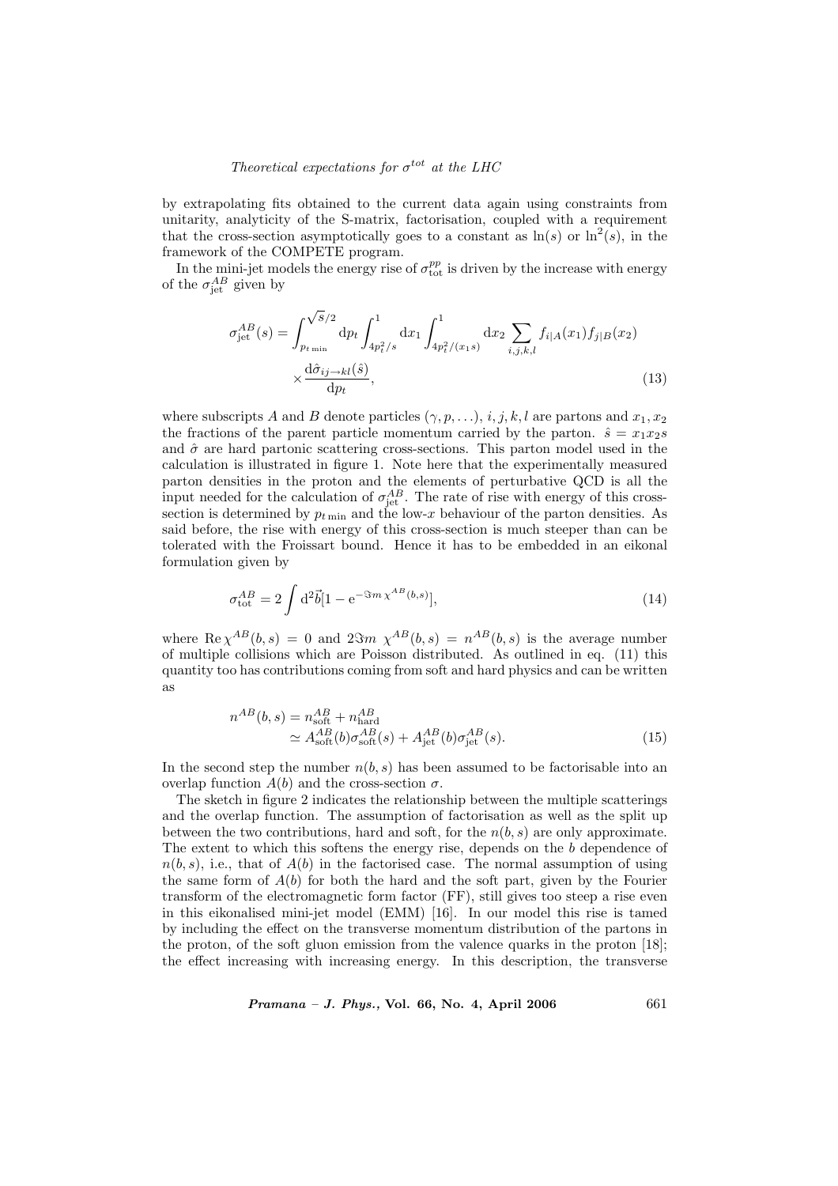by extrapolating fits obtained to the current data again using constraints from unitarity, analyticity of the S-matrix, factorisation, coupled with a requirement that the cross-section asymptotically goes to a constant as $\ln(s)$ or $\ln^2(s)$, in the framework of the COMPETE program.

In the mini-jet models the energy rise of $\sigma_{\rm tot}^{pp}$ is driven by the increase with energy of the $\sigma_{\rm jet}^{AB}$ given by

$$\sigma_{\rm jet}^{AB}(s) = \int_{p_{t\,\rm min}}^{\sqrt{s}/2} {\rm d}p_t \int_{4p_t^2/s}^{1} {\rm d}x_1 \int_{4p_t^2/(x_1 s)}^{1} {\rm d}x_2 \sum_{i,j,k,l} f_{i|A}(x_1) f_{j|B}(x_2) \times \frac{{\rm d}\hat{\sigma}_{ij\to kl}(\hat{s})}{{\rm d}p_t}, \tag{13}$$

where subscripts $A$ and $B$ denote particles $(\gamma, p, \ldots)$, $i, j, k, l$ are partons and $x_1, x_2$ the fractions of the parent particle momentum carried by the parton. $\hat{s} = x_1 x_2 s$ and $\hat{\sigma}$ are hard partonic scattering cross-sections. This parton model used in the calculation is illustrated in figure 1. Note here that the experimentally measured parton densities in the proton and the elements of perturbative QCD is all the input needed for the calculation of $\sigma_{\rm jet}^{AB}$. The rate of rise with energy of this cross-section is determined by $p_{t\,\rm min}$ and the low-$x$ behaviour of the parton densities. As said before, the rise with energy of this cross-section is much steeper than can be tolerated with the Froissart bound. Hence it has to be embedded in an eikonal formulation given by

$$\sigma_{\rm tot}^{AB} = 2 \int {\rm d}^2\vec{b}[1 - {\rm e}^{-\Im m\, \chi^{AB}(b,s)}], \tag{14}$$

where ${\rm Re}\,\chi^{AB}(b,s) = 0$ and $2\Im m\ \chi^{AB}(b,s) = n^{AB}(b,s)$ is the average number of multiple collisions which are Poisson distributed. As outlined in eq. (11) this quantity too has contributions coming from soft and hard physics and can be written as

$$\begin{aligned} n^{AB}(b,s) &= n_{\rm soft}^{AB} + n_{\rm hard}^{AB} \\ &\simeq A_{\rm soft}^{AB}(b)\sigma_{\rm soft}^{AB}(s) + A_{\rm jet}^{AB}(b)\sigma_{\rm jet}^{AB}(s). \end{aligned} \tag{15}$$

In the second step the number $n(b,s)$ has been assumed to be factorisable into an overlap function $A(b)$ and the cross-section $\sigma$.

The sketch in figure 2 indicates the relationship between the multiple scatterings and the overlap function. The assumption of factorisation as well as the split up between the two contributions, hard and soft, for the $n(b,s)$ are only approximate. The extent to which this softens the energy rise, depends on the $b$ dependence of $n(b,s)$, i.e., that of $A(b)$ in the factorised case. The normal assumption of using the same form of $A(b)$ for both the hard and the soft part, given by the Fourier transform of the electromagnetic form factor (FF), still gives too steep a rise even in this eikonalised mini-jet model (EMM) [16]. In our model this rise is tamed by including the effect on the transverse momentum distribution of the partons in the proton, of the soft gluon emission from the valence quarks in the proton [18]; the effect increasing with increasing energy. In this description, the transverse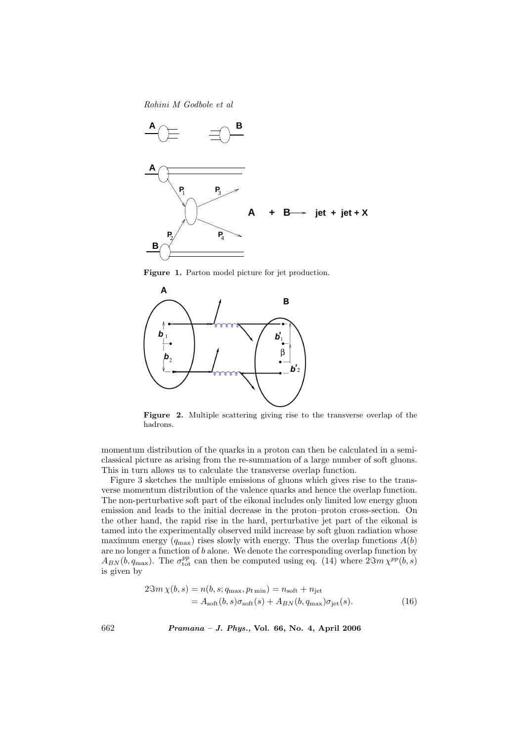**Figure 1.** Parton model picture for jet production.

**Figure 2.** Multiple scattering giving rise to the transverse overlap of the hadrons.

momentum distribution of the quarks in a proton can then be calculated in a semi-classical picture as arising from the re-summation of a large number of soft gluons. This in turn allows us to calculate the transverse overlap function.

Figure 3 sketches the multiple emissions of gluons which gives rise to the transverse momentum distribution of the valence quarks and hence the overlap function. The non-perturbative soft part of the eikonal includes only limited low energy gluon emission and leads to the initial decrease in the proton–proton cross-section. On the other hand, the rapid rise in the hard, perturbative jet part of the eikonal is tamed into the experimentally observed mild increase by soft gluon radiation whose maximum energy ($q_{\max}$) rises slowly with energy. Thus the overlap functions $A(b)$ are no longer a function of $b$ alone. We denote the corresponding overlap function by $A_{BN}(b, q_{\max})$. The $\sigma_{\rm tot}^{pp}$ can then be computed using eq. (14) where $2\Im m\, \chi^{pp}(b, s)$ is given by

$$
\begin{aligned}
2\Im m\, \chi(b, s) &= n(b, s; q_{\max}, p_{t\,\min}) = n_{\rm soft} + n_{\rm jet} \\
&= A_{\rm soft}(b, s)\sigma_{\rm soft}(s) + A_{BN}(b, q_{\max})\sigma_{\rm jet}(s). \qquad (16)
\end{aligned}
$$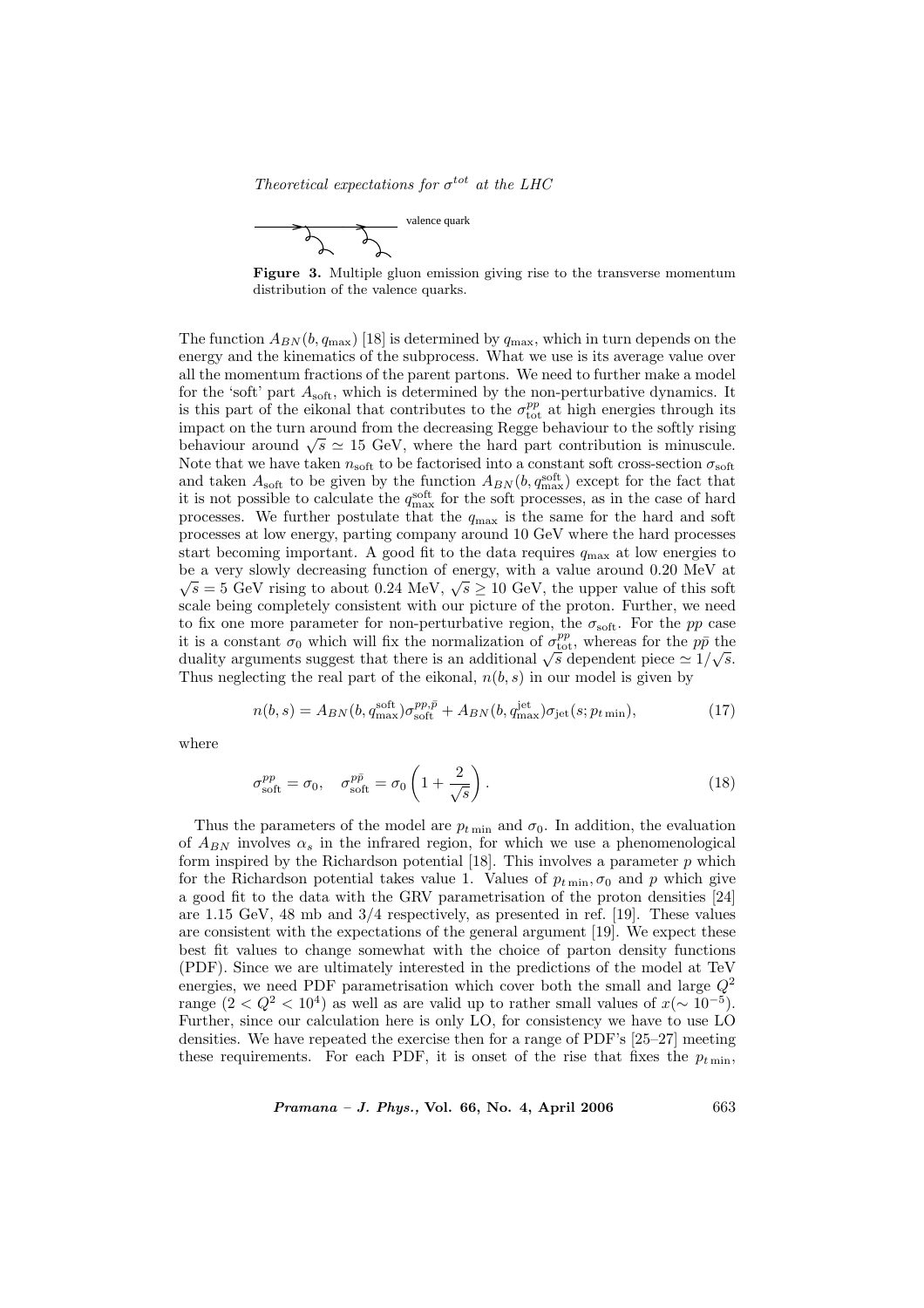valence quark

**Figure 3.** Multiple gluon emission giving rise to the transverse momentum distribution of the valence quarks.

The function $A_{BN}(b, q_{\max})$ [18] is determined by $q_{\max}$, which in turn depends on the energy and the kinematics of the subprocess. What we use is its average value over all the momentum fractions of the parent partons. We need to further make a model for the 'soft' part $A_{\rm soft}$, which is determined by the non-perturbative dynamics. It is this part of the eikonal that contributes to the $\sigma_{\rm tot}^{pp}$ at high energies through its impact on the turn around from the decreasing Regge behaviour to the softly rising behaviour around $\sqrt{s} \simeq 15$ GeV, where the hard part contribution is minuscule. Note that we have taken $n_{\rm soft}$ to be factorised into a constant soft cross-section $\sigma_{\rm soft}$ and taken $A_{\rm soft}$ to be given by the function $A_{BN}(b, q_{\max}^{\rm soft})$ except for the fact that it is not possible to calculate the $q_{\max}^{\rm soft}$ for the soft processes, as in the case of hard processes. We further postulate that the $q_{\max}$ is the same for the hard and soft processes at low energy, parting company around 10 GeV where the hard processes start becoming important. A good fit to the data requires $q_{\max}$ at low energies to be a very slowly decreasing function of energy, with a value around 0.20 MeV at $\sqrt{s} = 5$ GeV rising to about 0.24 MeV, $\sqrt{s} \geq 10$ GeV, the upper value of this soft scale being completely consistent with our picture of the proton. Further, we need to fix one more parameter for non-perturbative region, the $\sigma_{\rm soft}$. For the $pp$ case it is a constant $\sigma_0$ which will fix the normalization of $\sigma_{\rm tot}^{pp}$, whereas for the $p\bar{p}$ the duality arguments suggest that there is an additional $\sqrt{s}$ dependent piece $\simeq 1/\sqrt{s}$. Thus neglecting the real part of the eikonal, $n(b, s)$ in our model is given by

$$n(b, s) = A_{BN}(b, q_{\max}^{\rm soft})\sigma_{\rm soft}^{pp,\bar{p}} + A_{BN}(b, q_{\max}^{\rm jet})\sigma_{\rm jet}(s; p_{t\,\min}), \tag{17}$$

where

$$\sigma_{\rm soft}^{pp} = \sigma_0, \quad \sigma_{\rm soft}^{p\bar{p}} = \sigma_0 \left(1 + \frac{2}{\sqrt{s}}\right). \tag{18}$$

Thus the parameters of the model are $p_{t\,\min}$ and $\sigma_0$. In addition, the evaluation of $A_{BN}$ involves $\alpha_s$ in the infrared region, for which we use a phenomenological form inspired by the Richardson potential [18]. This involves a parameter $p$ which for the Richardson potential takes value 1. Values of $p_{t\,\min}, \sigma_0$ and $p$ which give a good fit to the data with the GRV parametrisation of the proton densities [24] are 1.15 GeV, 48 mb and 3/4 respectively, as presented in ref. [19]. These values are consistent with the expectations of the general argument [19]. We expect these best fit values to change somewhat with the choice of parton density functions (PDF). Since we are ultimately interested in the predictions of the model at TeV energies, we need PDF parametrisation which cover both the small and large $Q^2$ range ($2 < Q^2 < 10^4$) as well as are valid up to rather small values of $x(\sim 10^{-5})$. Further, since our calculation here is only LO, for consistency we have to use LO densities. We have repeated the exercise then for a range of PDF's [25–27] meeting these requirements. For each PDF, it is onset of the rise that fixes the $p_{t\,\min}$,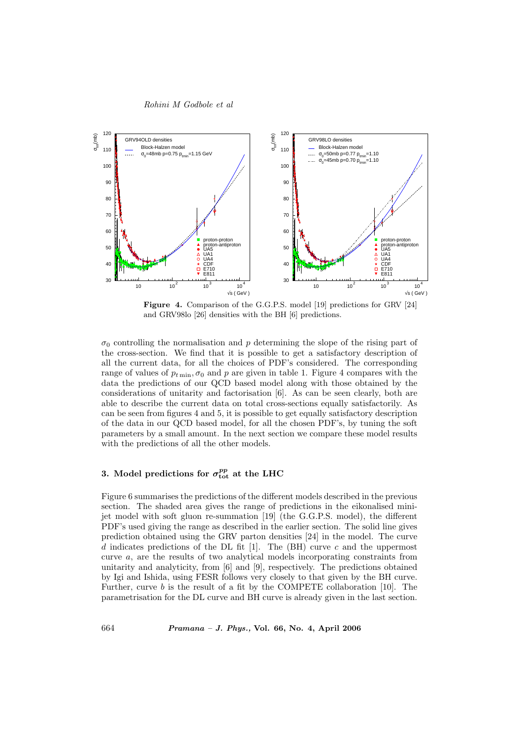**Figure 4.** Comparison of the G.G.P.S. model [19] predictions for GRV [24] and GRV98lo [26] densities with the BH [6] predictions.

$\sigma_0$ controlling the normalisation and $p$ determining the slope of the rising part of the cross-section. We find that it is possible to get a satisfactory description of all the current data, for all the choices of PDF's considered. The corresponding range of values of $p_{t\,\min}, \sigma_0$ and $p$ are given in table 1. Figure 4 compares with the data the predictions of our QCD based model along with those obtained by the considerations of unitarity and factorisation [6]. As can be seen clearly, both are able to describe the current data on total cross-sections equally satisfactorily. As can be seen from figures 4 and 5, it is possible to get equally satisfactory description of the data in our QCD based model, for all the chosen PDF's, by tuning the soft parameters by a small amount. In the next section we compare these model results with the predictions of all the other models.

## 3. Model predictions for $\sigma_{\rm tot}^{pp}$ at the LHC

Figure 6 summarises the predictions of the different models described in the previous section. The shaded area gives the range of predictions in the eikonalised mini-jet model with soft gluon re-summation [19] (the G.G.P.S. model), the different PDF's used giving the range as described in the earlier section. The solid line gives prediction obtained using the GRV parton densities [24] in the model. The curve $d$ indicates predictions of the DL fit [1]. The (BH) curve $c$ and the uppermost curve $a$, are the results of two analytical models incorporating constraints from unitarity and analyticity, from [6] and [9], respectively. The predictions obtained by Igi and Ishida, using FESR follows very closely to that given by the BH curve. Further, curve $b$ is the result of a fit by the COMPETE collaboration [10]. The parametrisation for the DL curve and BH curve is already given in the last section.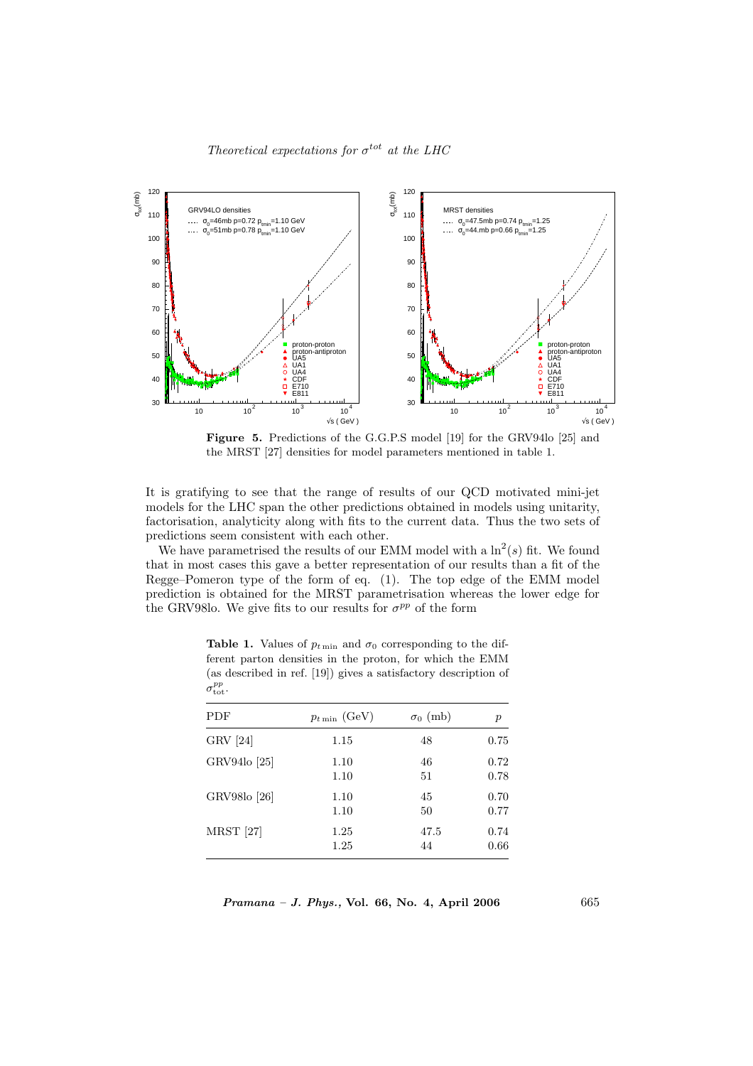**Figure 5.** Predictions of the G.G.P.S model [19] for the GRV94lo [25] and the MRST [27] densities for model parameters mentioned in table 1.

It is gratifying to see that the range of results of our QCD motivated mini-jet models for the LHC span the other predictions obtained in models using unitarity, factorisation, analyticity along with fits to the current data. Thus the two sets of predictions seem consistent with each other.

We have parametrised the results of our EMM model with a $\ln^2(s)$ fit. We found that in most cases this gave a better representation of our results than a fit of the Regge–Pomeron type of the form of eq. (1). The top edge of the EMM model prediction is obtained for the MRST parametrisation whereas the lower edge for the GRV98lo. We give fits to our results for $\sigma^{pp}$ of the form

**Table 1.** Values of $p_{t\,\min}$ and $\sigma_0$ corresponding to the different parton densities in the proton, for which the EMM (as described in ref. [19]) gives a satisfactory description of $\sigma^{pp}_{\text{tot}}$.

| PDF | $p_{t\,\min}$ (GeV) | $\sigma_0$ (mb) | $p$ |
|---|---|---|---|
| GRV [24] | 1.15 | 48 | 0.75 |
| GRV94lo [25] | 1.10 | 46 | 0.72 |
| | 1.10 | 51 | 0.78 |
| GRV98lo [26] | 1.10 | 45 | 0.70 |
| | 1.10 | 50 | 0.77 |
| MRST [27] | 1.25 | 47.5 | 0.74 |
| | 1.25 | 44 | 0.66 |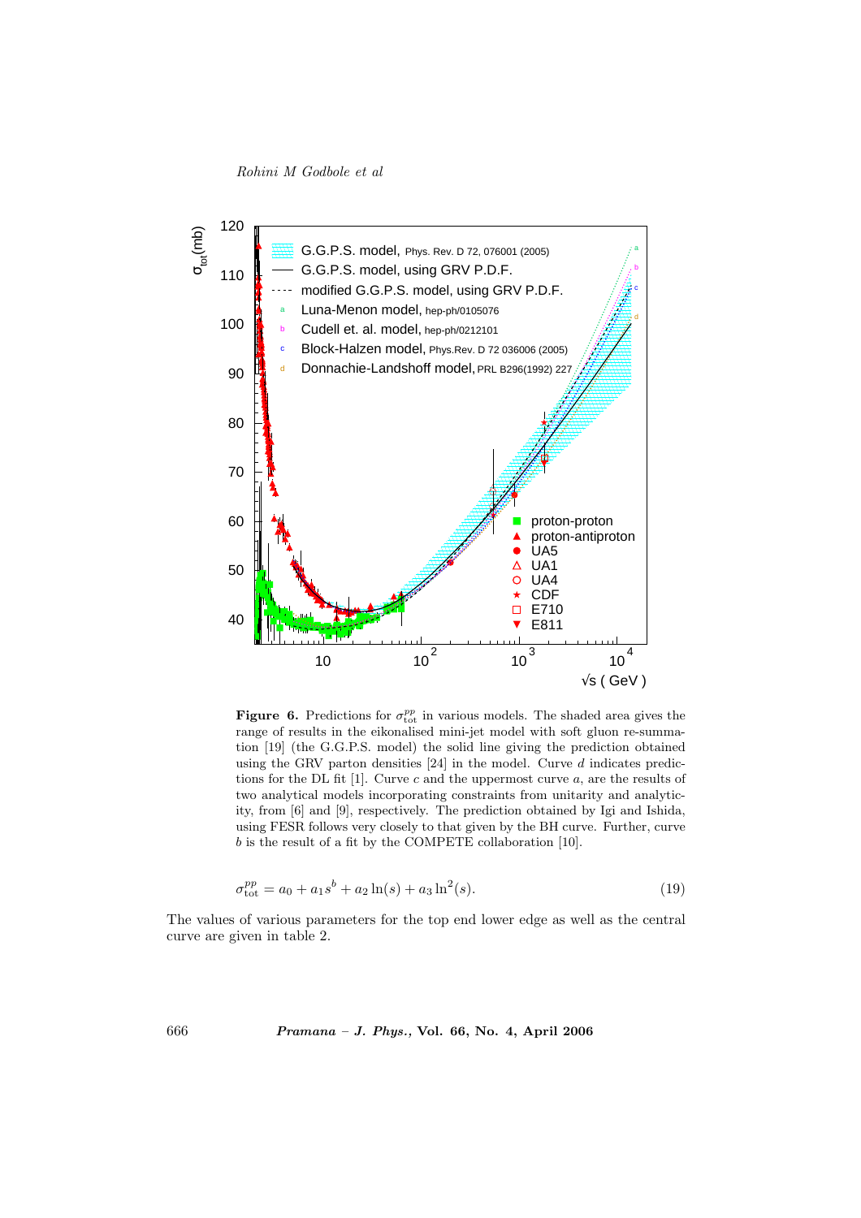**Figure 6.** Predictions for $\sigma_{\rm tot}^{pp}$ in various models. The shaded area gives the range of results in the eikonalised mini-jet model with soft gluon re-summation [19] (the G.G.P.S. model) the solid line giving the prediction obtained using the GRV parton densities [24] in the model. Curve $d$ indicates predictions for the DL fit [1]. Curve $c$ and the uppermost curve $a$, are the results of two analytical models incorporating constraints from unitarity and analyticity, from [6] and [9], respectively. The prediction obtained by Igi and Ishida, using FESR follows very closely to that given by the BH curve. Further, curve $b$ is the result of a fit by the COMPETE collaboration [10].

$$\sigma_{\rm tot}^{pp} = a_0 + a_1 s^b + a_2 \ln(s) + a_3 \ln^2(s). \tag{19}$$

The values of various parameters for the top end lower edge as well as the central curve are given in table 2.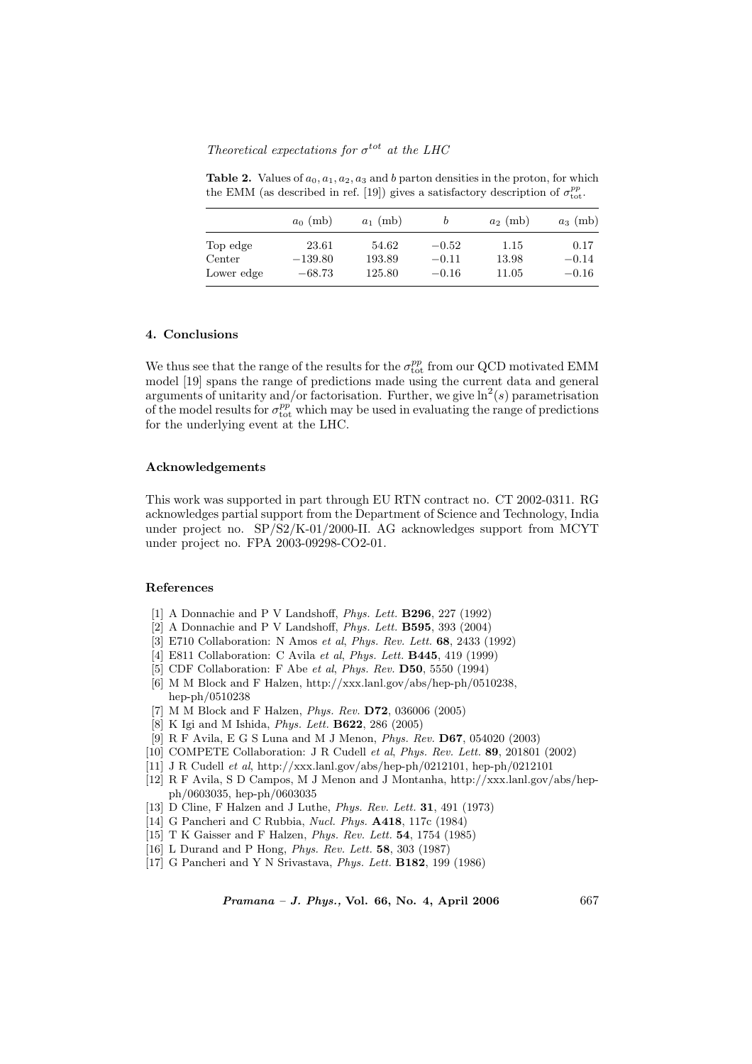**Table 2.** Values of $a_0, a_1, a_2, a_3$ and $b$ parton densities in the proton, for which the EMM (as described in ref. [19]) gives a satisfactory description of $\sigma_{\rm tot}^{pp}$.

| | $a_0$ (mb) | $a_1$ (mb) | $b$ | $a_2$ (mb) | $a_3$ (mb) |
|---|---|---|---|---|---|
| Top edge | 23.61 | 54.62 | $-0.52$ | 1.15 | 0.17 |
| Center | $-139.80$ | 193.89 | $-0.11$ | 13.98 | $-0.14$ |
| Lower edge | $-68.73$ | 125.80 | $-0.16$ | 11.05 | $-0.16$ |

## 4. Conclusions

We thus see that the range of the results for the $\sigma_{\rm tot}^{pp}$ from our QCD motivated EMM model [19] spans the range of predictions made using the current data and general arguments of unitarity and/or factorisation. Further, we give $\ln^2(s)$ parametrisation of the model results for $\sigma_{\rm tot}^{pp}$ which may be used in evaluating the range of predictions for the underlying event at the LHC.

## Acknowledgements

This work was supported in part through EU RTN contract no. CT 2002-0311. RG acknowledges partial support from the Department of Science and Technology, India under project no. SP/S2/K-01/2000-II. AG acknowledges support from MCYT under project no. FPA 2003-09298-CO2-01.

## References

[1] A Donnachie and P V Landshoff, *Phys. Lett.* **B296**, 227 (1992)
[2] A Donnachie and P V Landshoff, *Phys. Lett.* **B595**, 393 (2004)
[3] E710 Collaboration: N Amos *et al*, *Phys. Rev. Lett.* **68**, 2433 (1992)
[4] E811 Collaboration: C Avila *et al*, *Phys. Lett.* **B445**, 419 (1999)
[5] CDF Collaboration: F Abe *et al*, *Phys. Rev.* **D50**, 5550 (1994)
[6] M M Block and F Halzen, http://xxx.lanl.gov/abs/hep-ph/0510238, hep-ph/0510238
[7] M M Block and F Halzen, *Phys. Rev.* **D72**, 036006 (2005)
[8] K Igi and M Ishida, *Phys. Lett.* **B622**, 286 (2005)
[9] R F Avila, E G S Luna and M J Menon, *Phys. Rev.* **D67**, 054020 (2003)
[10] COMPETE Collaboration: J R Cudell *et al*, *Phys. Rev. Lett.* **89**, 201801 (2002)
[11] J R Cudell *et al*, http://xxx.lanl.gov/abs/hep-ph/0212101, hep-ph/0212101
[12] R F Avila, S D Campos, M J Menon and J Montanha, http://xxx.lanl.gov/abs/hep-ph/0603035, hep-ph/0603035
[13] D Cline, F Halzen and J Luthe, *Phys. Rev. Lett.* **31**, 491 (1973)
[14] G Pancheri and C Rubbia, *Nucl. Phys.* **A418**, 117c (1984)
[15] T K Gaisser and F Halzen, *Phys. Rev. Lett.* **54**, 1754 (1985)
[16] L Durand and P Hong, *Phys. Rev. Lett.* **58**, 303 (1987)
[17] G Pancheri and Y N Srivastava, *Phys. Lett.* **B182**, 199 (1986)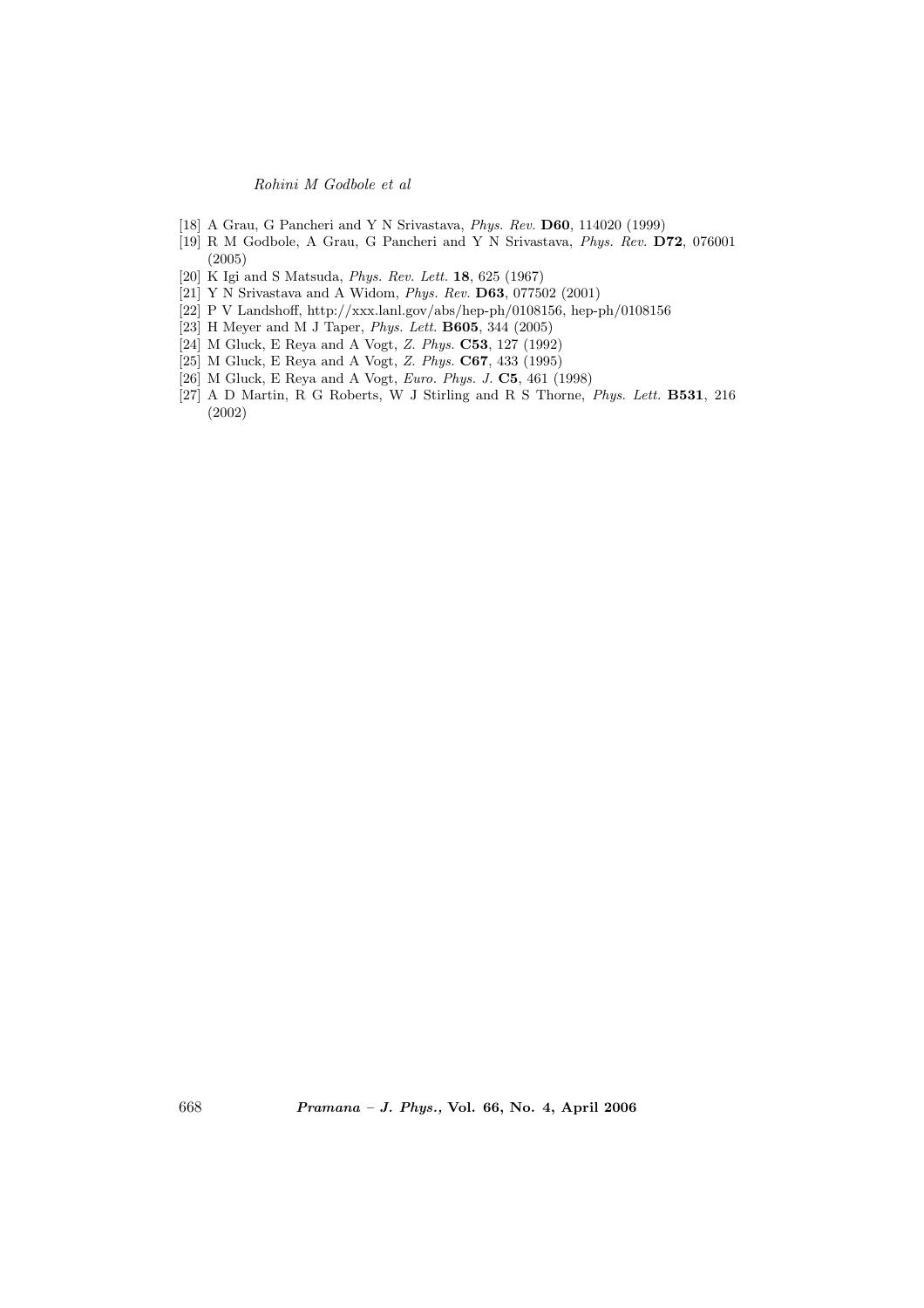[18] A Grau, G Pancheri and Y N Srivastava, *Phys. Rev.* **D60**, 114020 (1999)

[19] R M Godbole, A Grau, G Pancheri and Y N Srivastava, *Phys. Rev.* **D72**, 076001 (2005)

[20] K Igi and S Matsuda, *Phys. Rev. Lett.* **18**, 625 (1967)

[21] Y N Srivastava and A Widom, *Phys. Rev.* **D63**, 077502 (2001)

[22] P V Landshoff, http://xxx.lanl.gov/abs/hep-ph/0108156, hep-ph/0108156

[23] H Meyer and M J Taper, *Phys. Lett.* **B605**, 344 (2005)

[24] M Gluck, E Reya and A Vogt, *Z. Phys.* **C53**, 127 (1992)

[25] M Gluck, E Reya and A Vogt, *Z. Phys.* **C67**, 433 (1995)

[26] M Gluck, E Reya and A Vogt, *Euro. Phys. J.* **C5**, 461 (1998)

[27] A D Martin, R G Roberts, W J Stirling and R S Thorne, *Phys. Lett.* **B531**, 216 (2002)